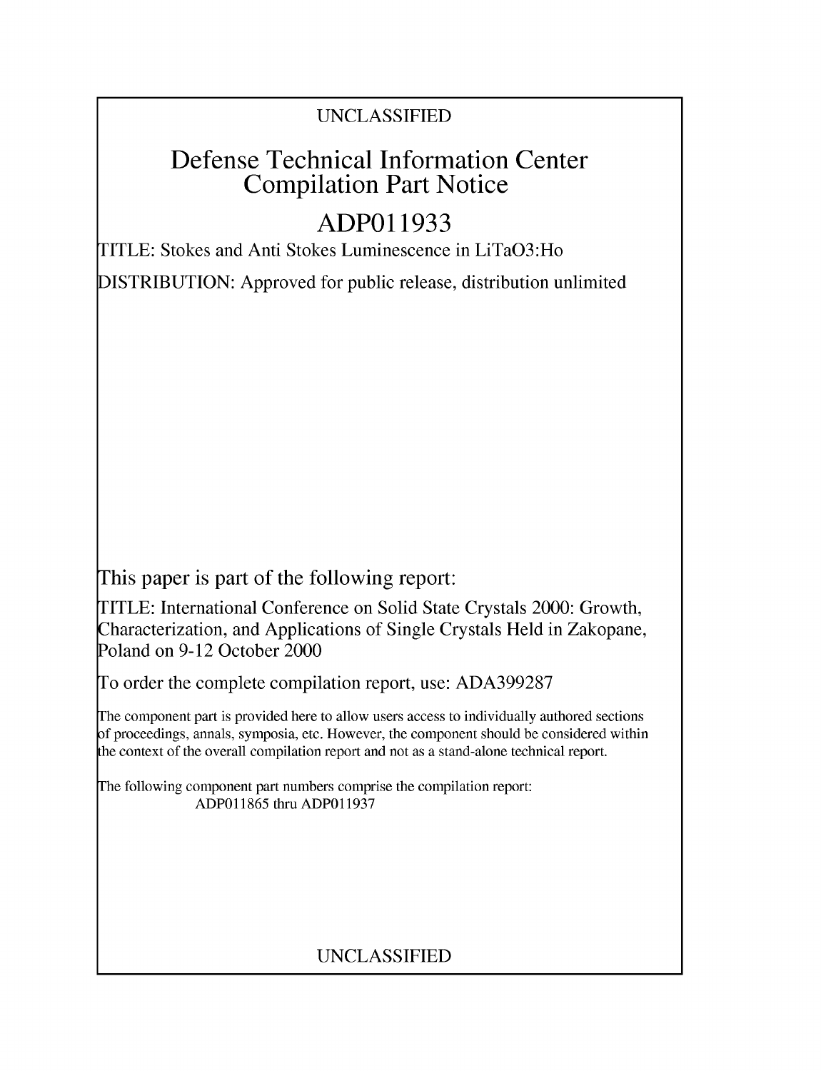UNCLASSIFIED

# Defense Technical Information Center Compilation Part Notice

# ADP011933

TITLE: Stokes and Anti Stokes Luminescence in LiTaO3:Ho

DISTRIBUTION: Approved for public release, distribution unlimited

This paper is part of the following report:

TITLE: International Conference on Solid State Crystals 2000: Growth, Characterization, and Applications of Single Crystals Held in Zakopane, Poland on 9-12 October 2000

To order the complete compilation report, use: ADA399287

The component part is provided here to allow users access to individually authored sections of proceedings, annals, symposia, etc. However, the component should be considered within the context of the overall compilation report and not as a stand-alone technical report.

The following component part numbers comprise the compilation report:
ADP011865 thru ADP011937

UNCLASSIFIED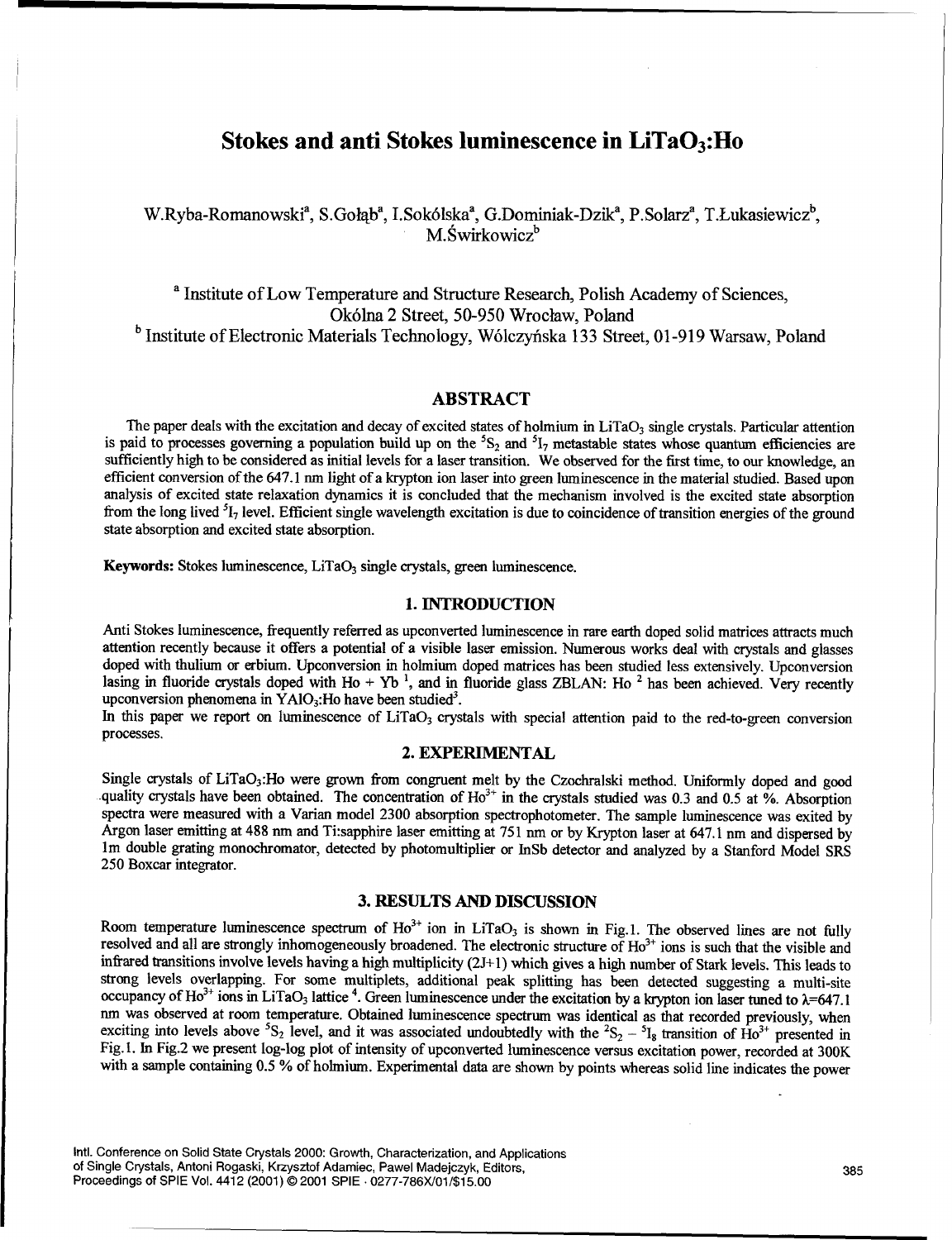# Stokes and anti Stokes luminescence in $LiTaO_3$:Ho

W.Ryba-Romanowski[a], S.Gołąb[a], I.Sokólska[a], G.Dominiak-Dzik[a], P.Solarz[a], T.Łukasiewicz[b], M.Świrkowicz[b]

[a] Institute of Low Temperature and Structure Research, Polish Academy of Sciences, Okólna 2 Street, 50-950 Wrocław, Poland

[b] Institute of Electronic Materials Technology, Wólczyńska 133 Street, 01-919 Warsaw, Poland

## ABSTRACT

The paper deals with the excitation and decay of excited states of holmium in $LiTaO_3$ single crystals. Particular attention is paid to processes governing a population build up on the $^5S_2$ and $^5I_7$ metastable states whose quantum efficiencies are sufficiently high to be considered as initial levels for a laser transition. We observed for the first time, to our knowledge, an efficient conversion of the 647.1 nm light of a krypton ion laser into green luminescence in the material studied. Based upon analysis of excited state relaxation dynamics it is concluded that the mechanism involved is the excited state absorption from the long lived $^5I_7$ level. Efficient single wavelength excitation is due to coincidence of transition energies of the ground state absorption and excited state absorption.

**Keywords:** Stokes luminescence, $LiTaO_3$ single crystals, green luminescence.

## 1. INTRODUCTION

Anti Stokes luminescence, frequently referred as upconverted luminescence in rare earth doped solid matrices attracts much attention recently because it offers a potential of a visible laser emission. Numerous works deal with crystals and glasses doped with thulium or erbium. Upconversion in holmium doped matrices has been studied less extensively. Upconversion lasing in fluoride crystals doped with Ho + Yb [1], and in fluoride glass ZBLAN: Ho [2] has been achieved. Very recently upconversion phenomena in $YAlO_3$:Ho have been studied[3].

In this paper we report on luminescence of $LiTaO_3$ crystals with special attention paid to the red-to-green conversion processes.

## 2. EXPERIMENTAL

Single crystals of $LiTaO_3$:Ho were grown from congruent melt by the Czochralski method. Uniformly doped and good quality crystals have been obtained. The concentration of $Ho^{3+}$ in the crystals studied was 0.3 and 0.5 at %. Absorption spectra were measured with a Varian model 2300 absorption spectrophotometer. The sample luminescence was exited by Argon laser emitting at 488 nm and Ti:sapphire laser emitting at 751 nm or by Krypton laser at 647.1 nm and dispersed by 1m double grating monochromator, detected by photomultiplier or InSb detector and analyzed by a Stanford Model SRS 250 Boxcar integrator.

## 3. RESULTS AND DISCUSSION

Room temperature luminescence spectrum of $Ho^{3+}$ ion in $LiTaO_3$ is shown in Fig.1. The observed lines are not fully resolved and all are strongly inhomogeneously broadened. The electronic structure of $Ho^{3+}$ ions is such that the visible and infrared transitions involve levels having a high multiplicity (2J+1) which gives a high number of Stark levels. This leads to strong levels overlapping. For some multiplets, additional peak splitting has been detected suggesting a multi-site occupancy of $Ho^{3+}$ ions in $LiTaO_3$ lattice [4]. Green luminescence under the excitation by a krypton ion laser tuned to $\lambda$=647.1 nm was observed at room temperature. Obtained luminescence spectrum was identical as that recorded previously, when exciting into levels above $^5S_2$ level, and it was associated undoubtedly with the $^2S_2$ – $^5I_8$ transition of $Ho^{3+}$ presented in Fig.1. In Fig.2 we present log-log plot of intensity of upconverted luminescence versus excitation power, recorded at 300K with a sample containing 0.5 % of holmium. Experimental data are shown by points whereas solid line indicates the power

Intl. Conference on Solid State Crystals 2000: Growth, Characterization, and Applications of Single Crystals, Antoni Rogaski, Krzysztof Adamiec, Pawel Madejczyk, Editors, Proceedings of SPIE Vol. 4412 (2001) © 2001 SPIE · 0277-786X/01/$15.00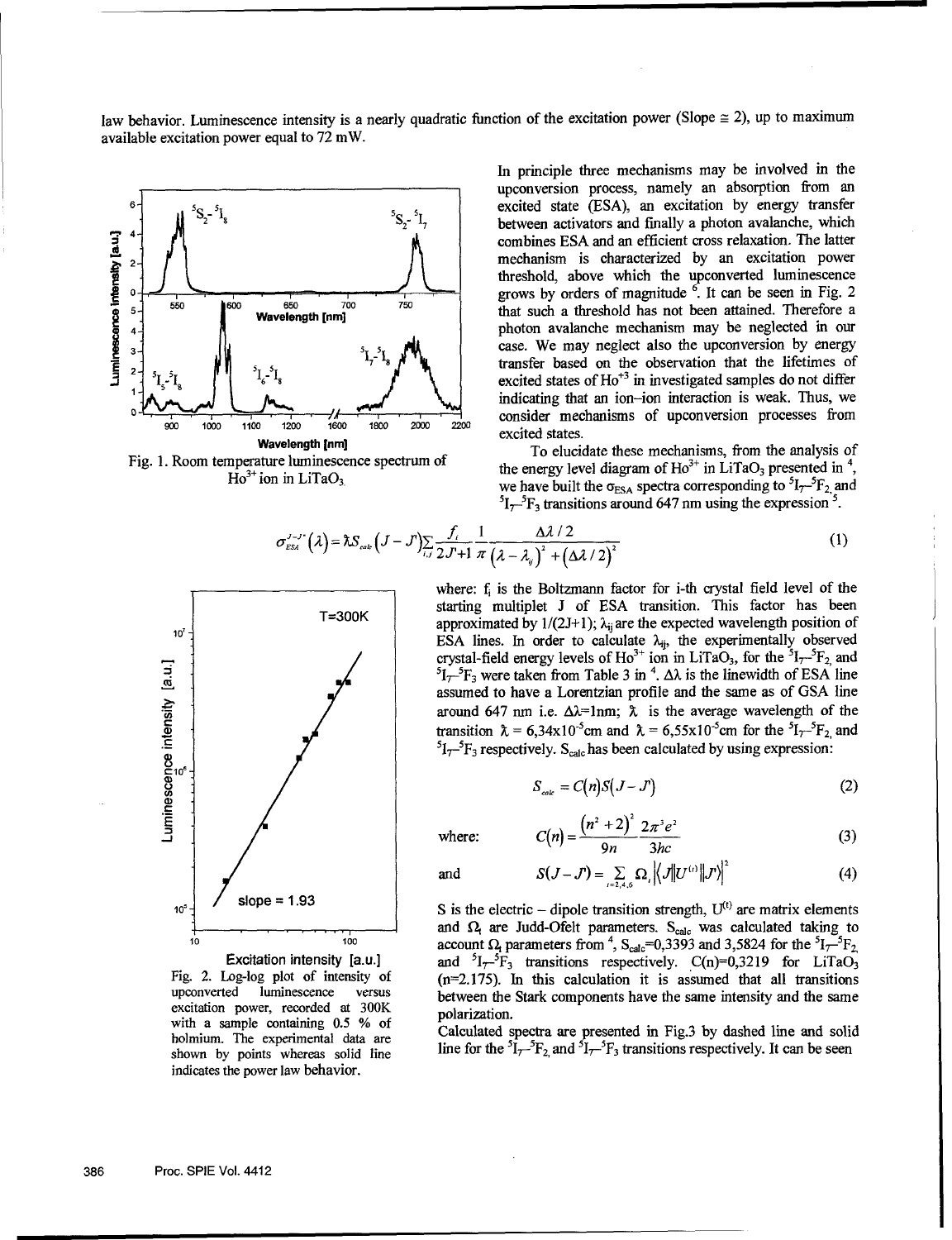law behavior. Luminescence intensity is a nearly quadratic function of the excitation power (Slope ≅ 2), up to maximum available excitation power equal to 72 mW.

Fig. 1. Room temperature luminescence spectrum of $Ho^{3+}$ ion in $LiTaO_3$.

Fig. 2. Log-log plot of intensity of upconverted luminescence versus excitation power, recorded at 300K with a sample containing 0.5 % of holmium. The experimental data are shown by points whereas solid line indicates the power law behavior.

In principle three mechanisms may be involved in the upconversion process, namely an absorption from an excited state (ESA), an excitation by energy transfer between activators and finally a photon avalanche, which combines ESA and an efficient cross relaxation. The latter mechanism is characterized by an excitation power threshold, above which the upconverted luminescence grows by orders of magnitude [6]. It can be seen in Fig. 2 that such a threshold has not been attained. Therefore a photon avalanche mechanism may be neglected in our case. We may neglect also the upconversion by energy transfer based on the observation that the lifetimes of excited states of $Ho^{+3}$ in investigated samples do not differ indicating that an ion–ion interaction is weak. Thus, we consider mechanisms of upconversion processes from excited states.

To elucidate these mechanisms, from the analysis of the energy level diagram of $Ho^{3+}$ in $LiTaO_3$ presented in [4], we have built the $\sigma_{ESA}$ spectra corresponding to $^5I_7$–$^5F_2$ and $^5I_7$–$^5F_3$ transitions around 647 nm using the expression [5].

$$\sigma_{ESA}^{J-J'}(\lambda) = \bar{\lambda} S_{calc}(J-J') \sum_{i,j} \frac{f_i}{2J'+1} \frac{1}{\pi} \frac{\Delta\lambda/2}{(\lambda-\lambda_{ij})^2 + (\Delta\lambda/2)^2} \tag{1}$$

where: $f_i$ is the Boltzmann factor for i-th crystal field level of the starting multiplet J of ESA transition. This factor has been approximated by $1/(2J+1)$; $\lambda_{ij}$ are the expected wavelength position of ESA lines. In order to calculate $\lambda_{ij}$, the experimentally observed crystal-field energy levels of $Ho^{3+}$ ion in $LiTaO_3$, for the $^5I_7$–$^5F_2$ and $^5I_7$–$^5F_3$ were taken from Table 3 in [4]. $\Delta\lambda$ is the linewidth of ESA line assumed to have a Lorentzian profile and the same as of GSA line around 647 nm i.e. $\Delta\lambda$=1nm; $\bar{\lambda}$ is the average wavelength of the transition $\bar{\lambda} = 6{,}34 \times 10^{-5}$cm and $\bar{\lambda} = 6{,}55 \times 10^{-5}$cm for the $^5I_7$–$^5F_2$ and $^5I_7$–$^5F_3$ respectively. $S_{calc}$ has been calculated by using expression:

$$S_{calc} = C(n) S(J-J') \tag{2}$$

where:

$$C(n) = \frac{(n^2+2)^2}{9n} \frac{2\pi^3 e^2}{3hc} \tag{3}$$

and

$$S(J-J') = \sum_{t=2,4,6} \Omega_t \left| \langle J \| U^{(t)} \| J' \rangle \right|^2 \tag{4}$$

S is the electric – dipole transition strength, $U^{(t)}$ are matrix elements and $\Omega_t$ are Judd-Ofelt parameters. $S_{calc}$ was calculated taking to account $\Omega_t$ parameters from [4], $S_{calc}$=0,3393 and 3,5824 for the $^5I_7$–$^5F_2$ and $^5I_7$–$^5F_3$ transitions respectively. C(n)=0,3219 for $LiTaO_3$ (n=2.175). In this calculation it is assumed that all transitions between the Stark components have the same intensity and the same polarization.

Calculated spectra are presented in Fig.3 by dashed line and solid line for the $^5I_7$–$^5F_2$ and $^5I_7$–$^5F_3$ transitions respectively. It can be seen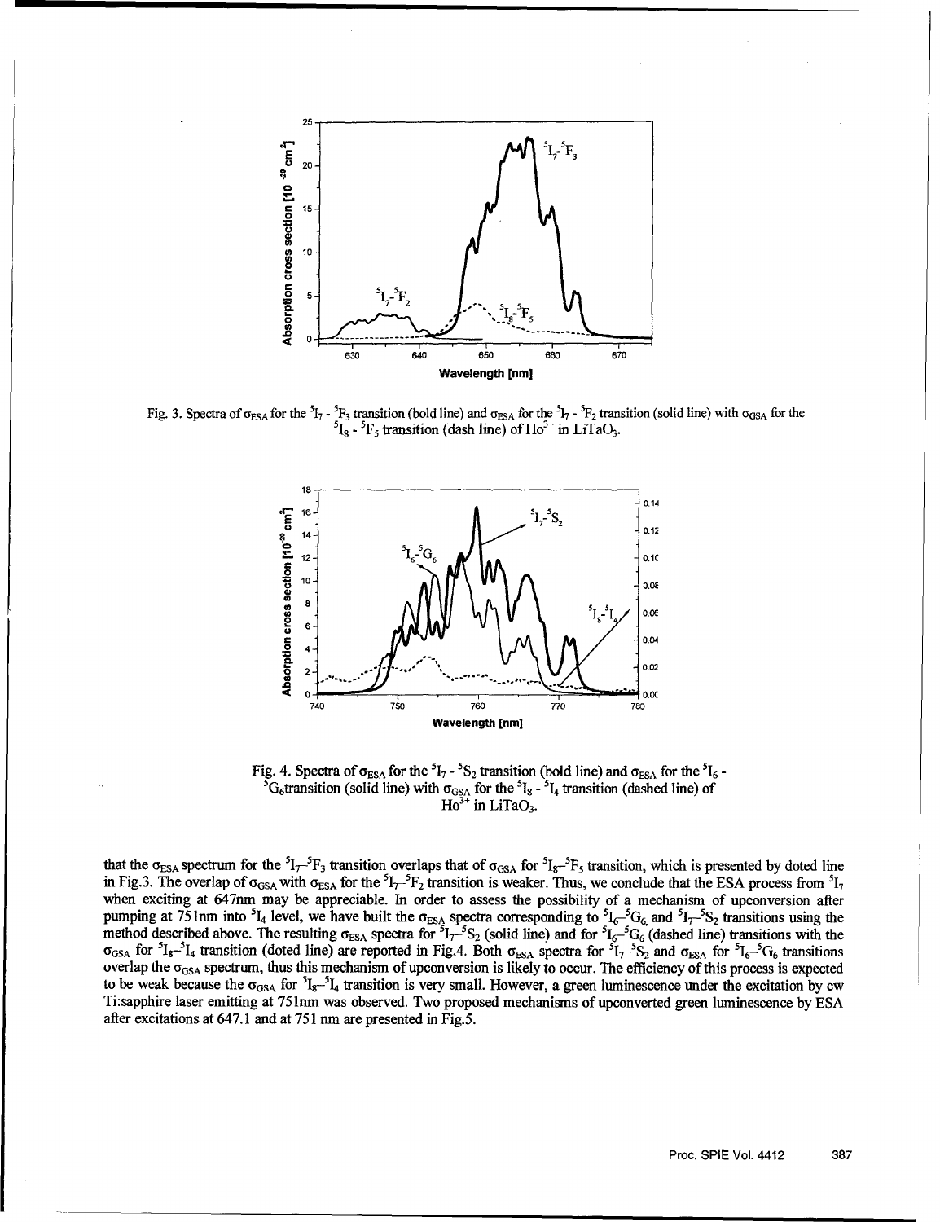Fig. 3. Spectra of $\sigma_{ESA}$ for the $^5I_7$ - $^5F_3$ transition (bold line) and $\sigma_{ESA}$ for the $^5I_7$ - $^5F_2$ transition (solid line) with $\sigma_{GSA}$ for the $^5I_8$ - $^5F_5$ transition (dash line) of $Ho^{3+}$ in $LiTaO_3$.

Fig. 4. Spectra of $\sigma_{ESA}$ for the $^5I_7$ - $^5S_2$ transition (bold line) and $\sigma_{ESA}$ for the $^5I_6$ - $^5G_6$transition (solid line) with $\sigma_{GSA}$ for the $^5I_8$ - $^5I_4$ transition (dashed line) of $Ho^{3+}$ in $LiTaO_3$.

that the $\sigma_{ESA}$ spectrum for the $^5I_7$–$^5F_3$ transition overlaps that of $\sigma_{GSA}$ for $^5I_8$–$^5F_5$ transition, which is presented by doted line in Fig.3. The overlap of $\sigma_{GSA}$ with $\sigma_{ESA}$ for the $^5I_7$–$^5F_2$ transition is weaker. Thus, we conclude that the ESA process from $^5I_7$ when exciting at 647nm may be appreciable. In order to assess the possibility of a mechanism of upconversion after pumping at 751nm into $^5I_4$ level, we have built the $\sigma_{ESA}$ spectra corresponding to $^5I_6$–$^5G_6$ and $^5I_7$–$^5S_2$ transitions using the method described above. The resulting $\sigma_{ESA}$ spectra for $^5I_7$–$^5S_2$ (solid line) and for $^5I_6$–$^5G_6$ (dashed line) transitions with the $\sigma_{GSA}$ for $^5I_8$–$^5I_4$ transition (doted line) are reported in Fig.4. Both $\sigma_{ESA}$ spectra for $^5I_7$–$^5S_2$ and $\sigma_{ESA}$ for $^5I_6$–$^5G_6$ transitions overlap the $\sigma_{GSA}$ spectrum, thus this mechanism of upconversion is likely to occur. The efficiency of this process is expected to be weak because the $\sigma_{GSA}$ for $^5I_8$–$^5I_4$ transition is very small. However, a green luminescence under the excitation by cw Ti:sapphire laser emitting at 751nm was observed. Two proposed mechanisms of upconverted green luminescence by ESA after excitations at 647.1 and at 751 nm are presented in Fig.5.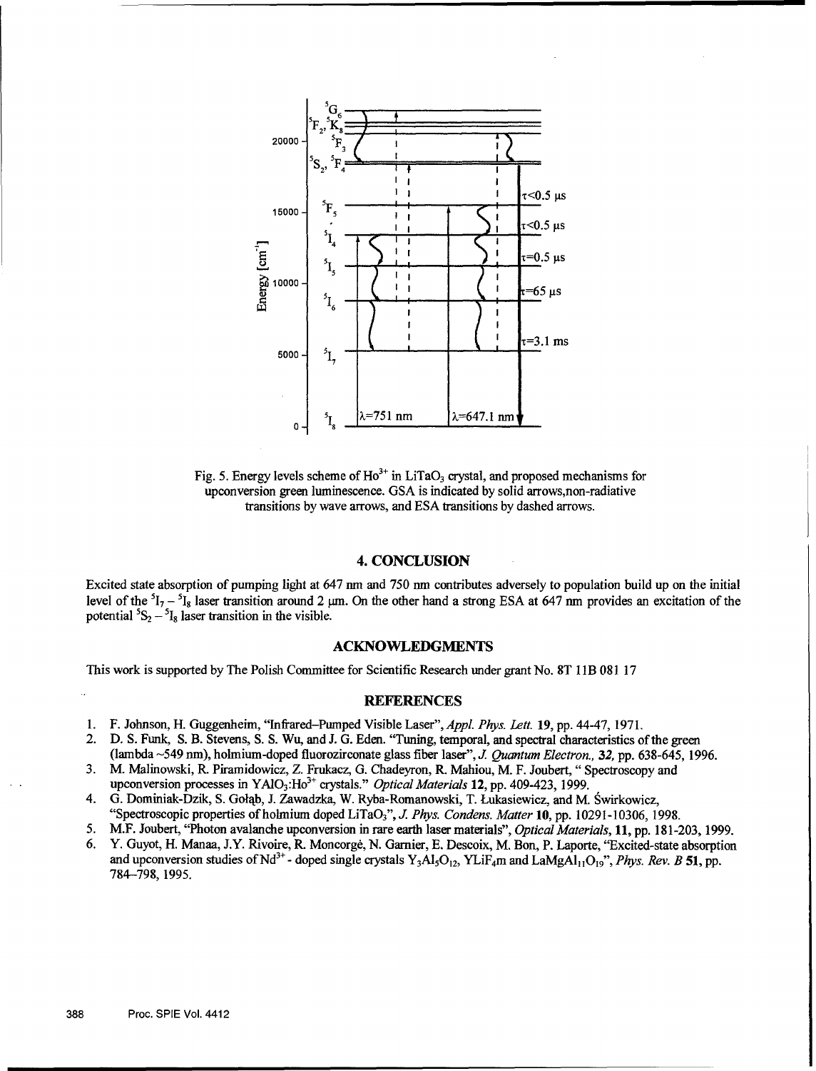$^5G_6$

$^5F_2, ^5K_8$

$^5F_3$

$^5S_2, ^5F_4$

$^5F_5$

$^5I_4$

$^5I_5$

$^5I_6$

$^5I_7$

$^5I_8$

20000

15000

10000

5000

0

Energy [cm$^{-1}$]

τ<0.5 μs

τ<0.5 μs

τ=0.5 μs

τ=65 μs

τ=3.1 ms

λ=751 nm

λ=647.1 nm

Fig. 5. Energy levels scheme of $Ho^{3+}$ in $LiTaO_3$ crystal, and proposed mechanisms for upconversion green luminescence. GSA is indicated by solid arrows,non-radiative transitions by wave arrows, and ESA transitions by dashed arrows.

## 4. CONCLUSION

Excited state absorption of pumping light at 647 nm and 750 nm contributes adversely to population build up on the initial level of the $^5I_7 - ^5I_8$ laser transition around 2 μm. On the other hand a strong ESA at 647 nm provides an excitation of the potential $^5S_2 - ^5I_8$ laser transition in the visible.

## ACKNOWLEDGMENTS

This work is supported by The Polish Committee for Scientific Research under grant No. 8T 11B 081 17

## REFERENCES

1. F. Johnson, H. Guggenheim, "Infrared–Pumped Visible Laser", *Appl. Phys. Lett.* **19**, pp. 44-47, 1971.
2. D. S. Funk, S. B. Stevens, S. S. Wu, and J. G. Eden. "Tuning, temporal, and spectral characteristics of the green (lambda ~549 nm), holmium-doped fluorozirconate glass fiber laser", *J. Quantum Electron.*, **32**, pp. 638-645, 1996.
3. M. Malinowski, R. Piramidowicz, Z. Frukacz, G. Chadeyron, R. Mahiou, M. F. Joubert, " Spectroscopy and upconversion processes in $YAlO_3:Ho^{3+}$ crystals." *Optical Materials* **12**, pp. 409-423, 1999.
4. G. Dominiak-Dzik, S. Gołąb, J. Zawadzka, W. Ryba-Romanowski, T. Łukasiewicz, and M. Świrkowicz, "Spectroscopic properties of holmium doped $LiTaO_3$", *J. Phys. Condens. Matter* **10**, pp. 10291-10306, 1998.
5. M.F. Joubert, "Photon avalanche upconversion in rare earth laser materials", *Optical Materials*, **11**, pp. 181-203, 1999.
6. Y. Guyot, H. Manaa, J.Y. Rivoire, R. Moncorgè, N. Garnier, E. Descoix, M. Bon, P. Laporte, "Excited-state absorption and upconversion studies of $Nd^{3+}$ - doped single crystals $Y_3Al_5O_{12}$, $YLiF_4$m and $LaMgAl_{11}O_{19}$", *Phys. Rev. B* **51**, pp. 784–798, 1995.